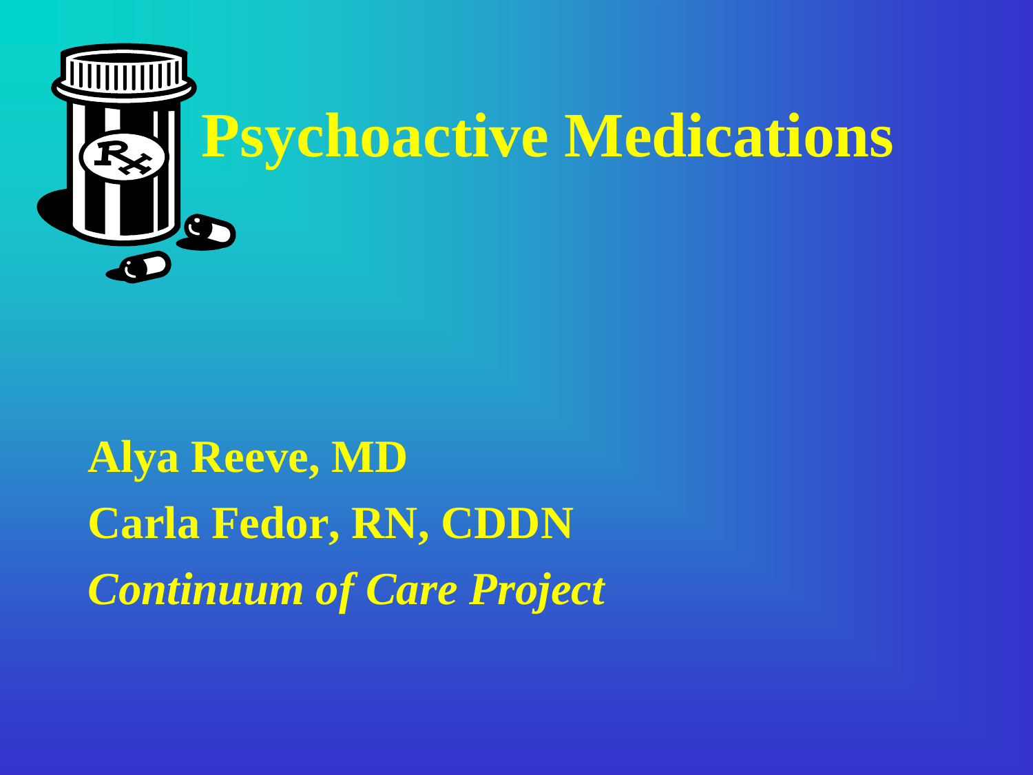# Psychoactive Medications

**Alya Reeve, MD**

**Carla Fedor, RN, CDDN**

***Continuum of Care Project***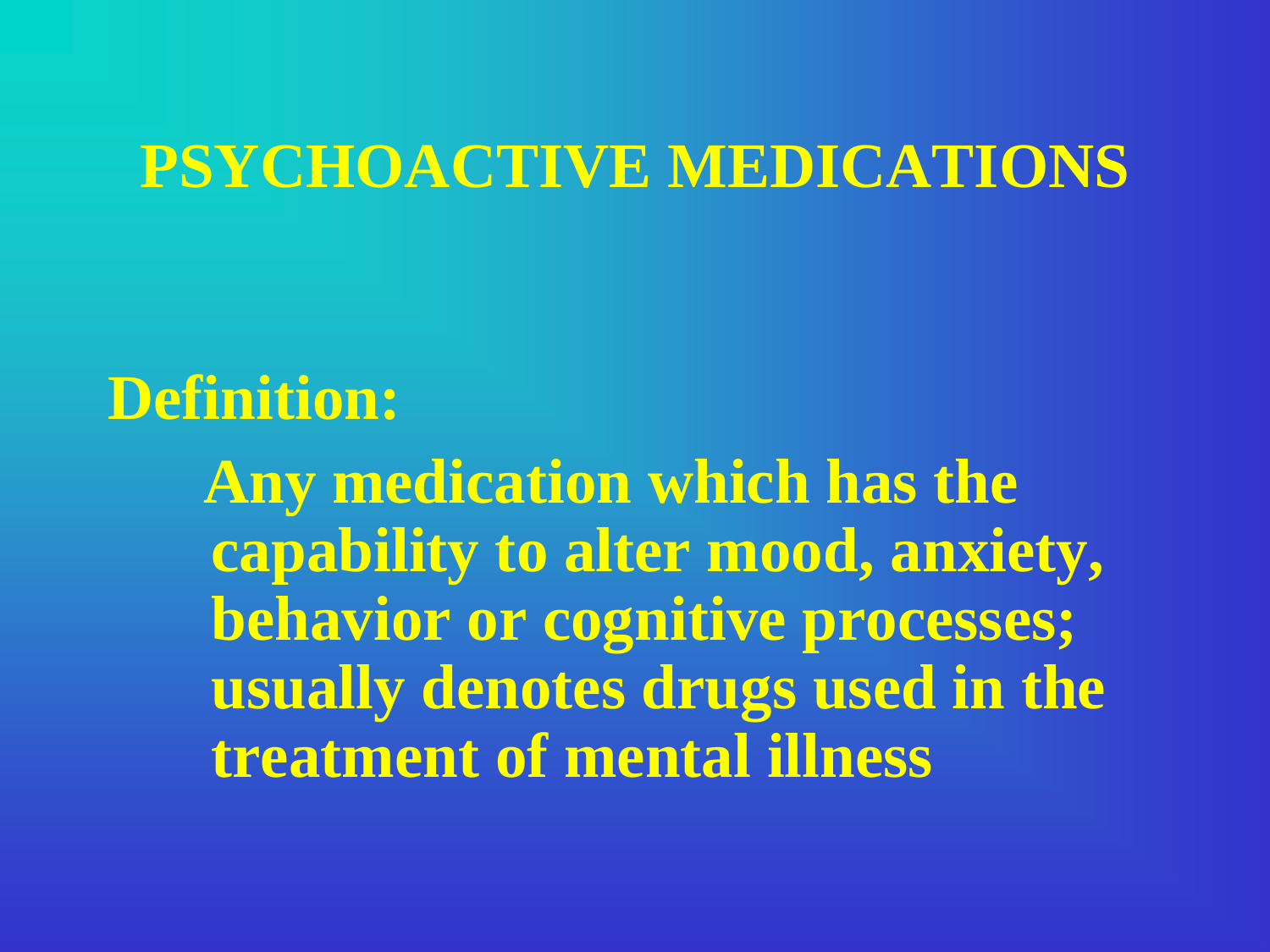# PSYCHOACTIVE MEDICATIONS

**Definition:**

**Any medication which has the capability to alter mood, anxiety, behavior or cognitive processes; usually denotes drugs used in the treatment of mental illness**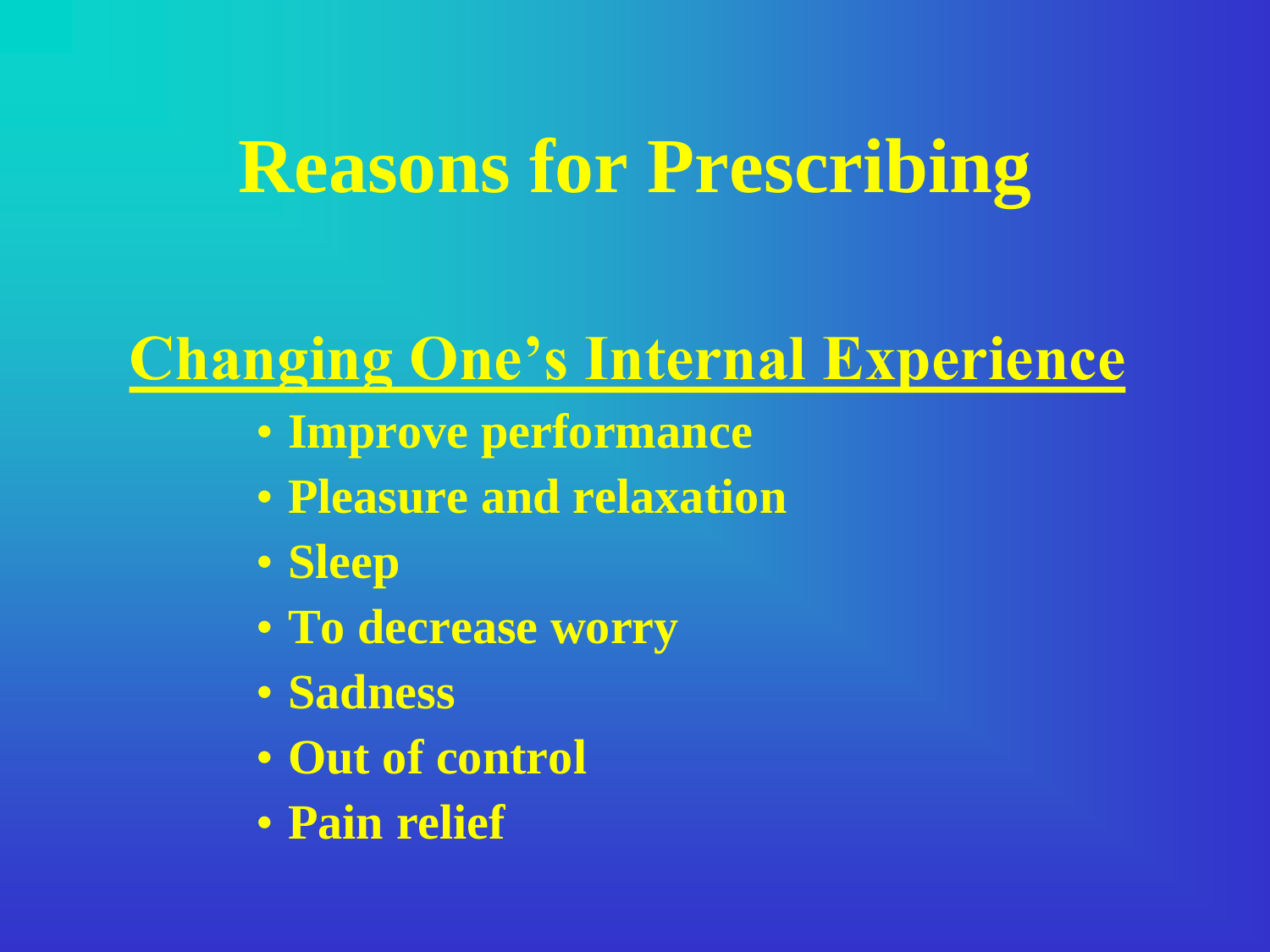# Reasons for Prescribing

## Changing One's Internal Experience

- Improve performance
- Pleasure and relaxation
- Sleep
- To decrease worry
- Sadness
- Out of control
- Pain relief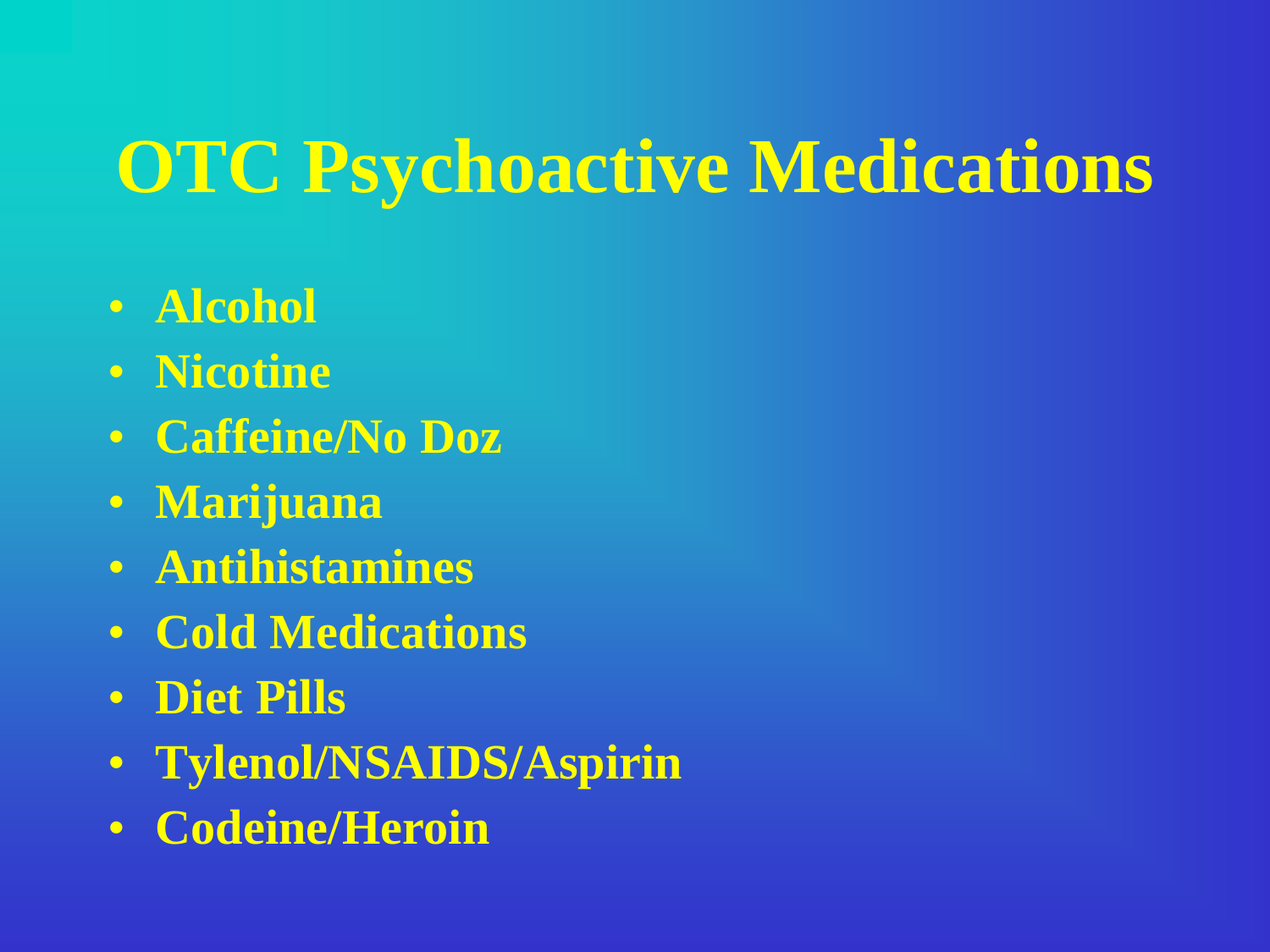# OTC Psychoactive Medications

- **Alcohol**
- **Nicotine**
- **Caffeine/No Doz**
- **Marijuana**
- **Antihistamines**
- **Cold Medications**
- **Diet Pills**
- **Tylenol/NSAIDS/Aspirin**
- **Codeine/Heroin**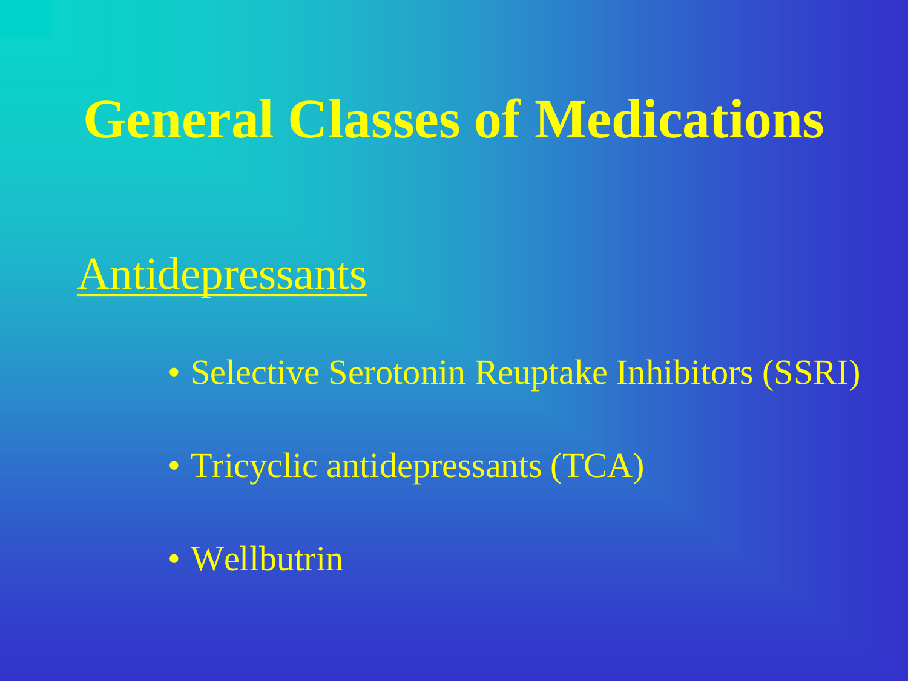# General Classes of Medications

## Antidepressants

- Selective Serotonin Reuptake Inhibitors (SSRI)
- Tricyclic antidepressants (TCA)
- Wellbutrin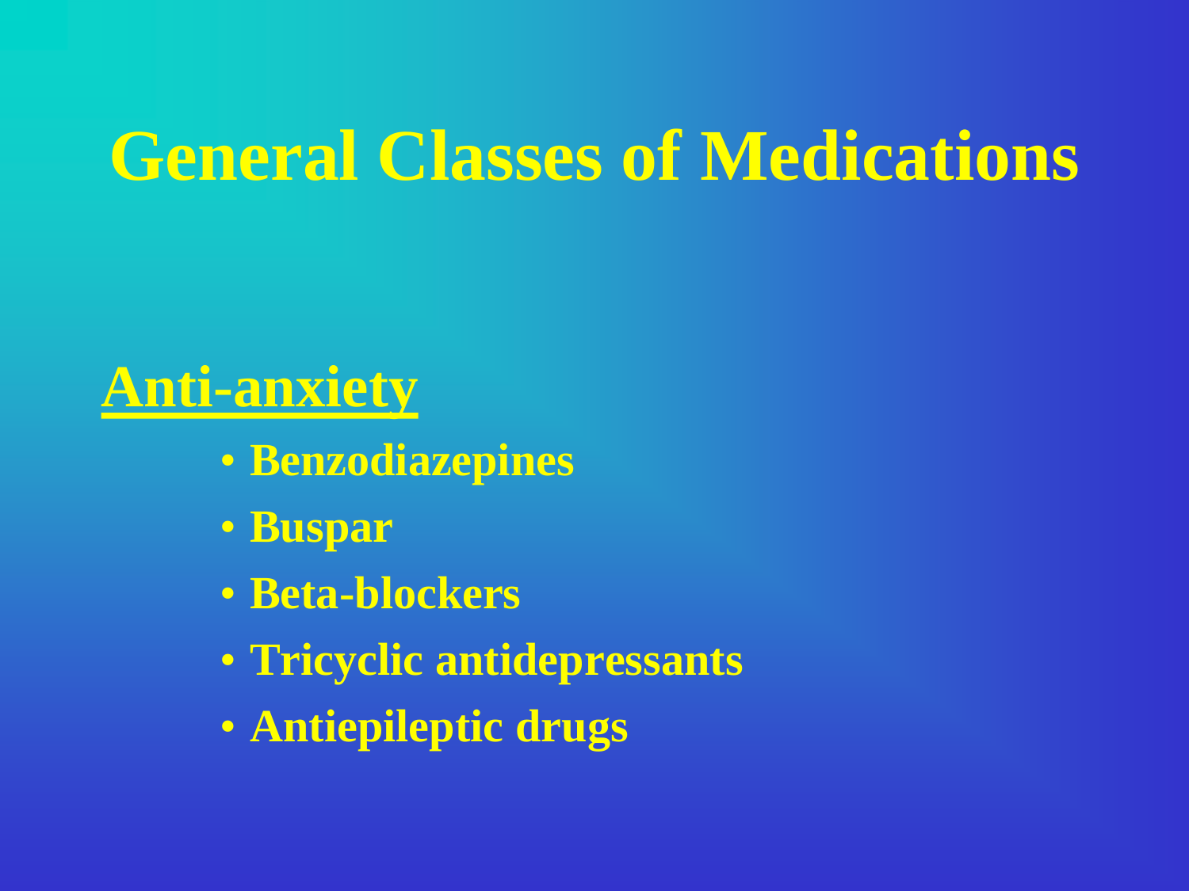# General Classes of Medications

## <u>Anti-anxiety</u>

- **Benzodiazepines**
- **Buspar**
- **Beta-blockers**
- **Tricyclic antidepressants**
- **Antiepileptic drugs**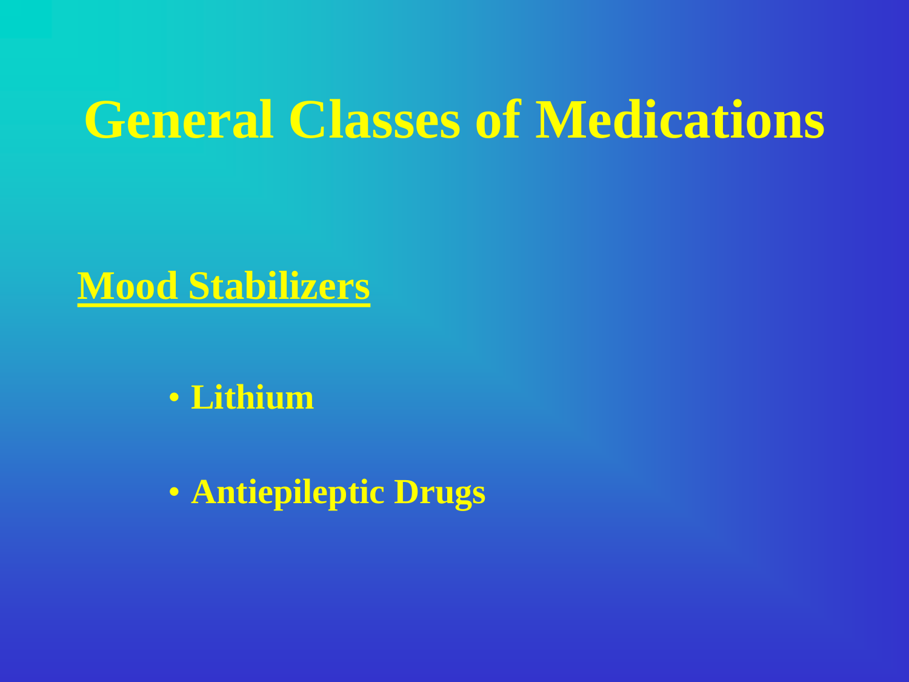# General Classes of Medications

## Mood Stabilizers

- Lithium
- Antiepileptic Drugs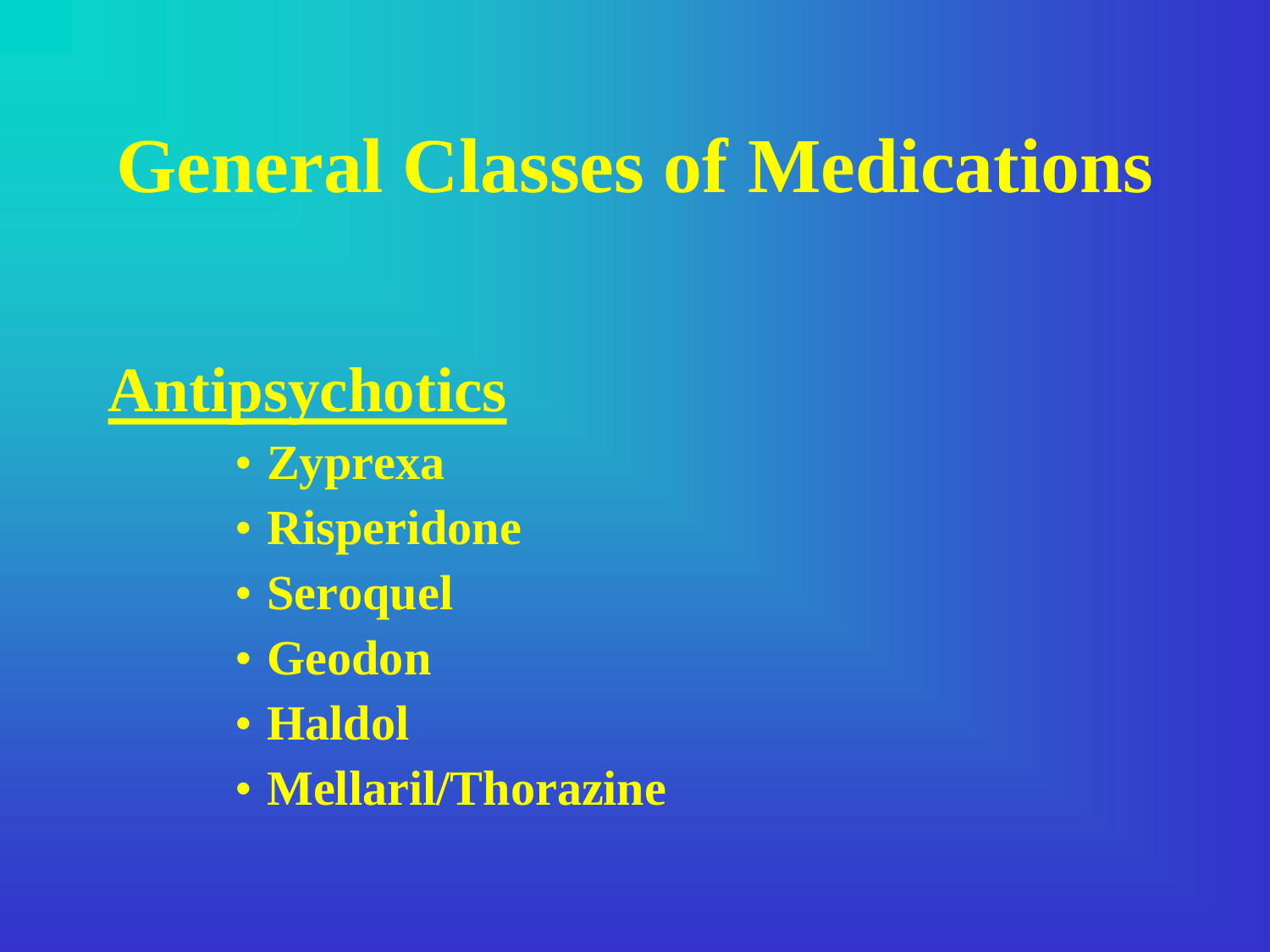# General Classes of Medications

## Antipsychotics

- **Zyprexa**
- **Risperidone**
- **Seroquel**
- **Geodon**
- **Haldol**
- **Mellaril/Thorazine**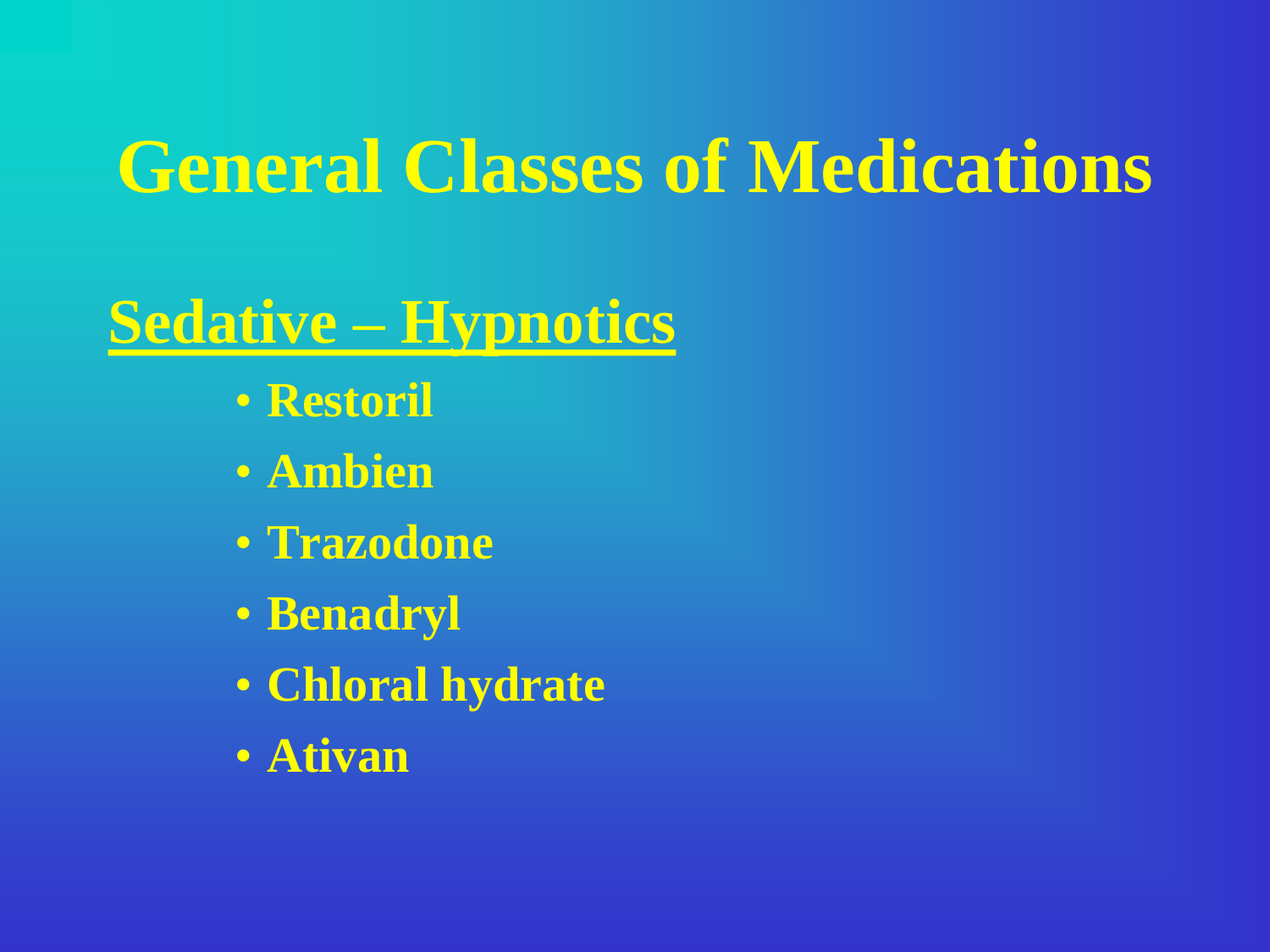# General Classes of Medications

## Sedative – Hypnotics

- Restoril
- Ambien
- Trazodone
- Benadryl
- Chloral hydrate
- Ativan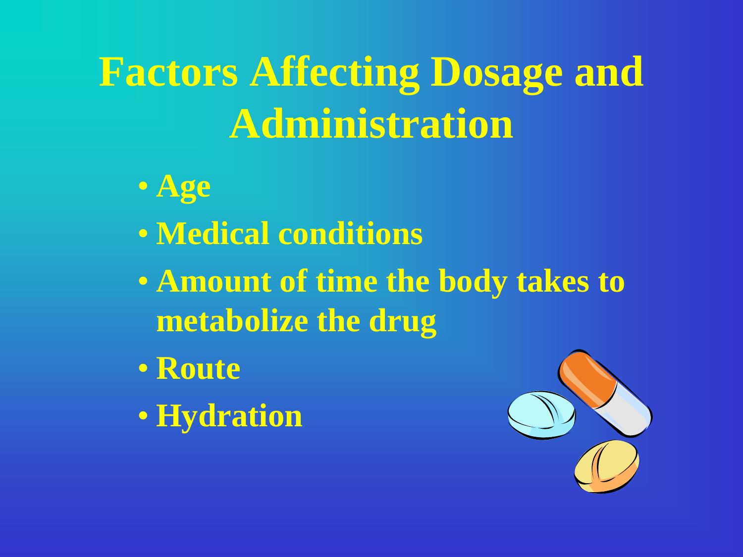# Factors Affecting Dosage and Administration

- Age
- Medical conditions
- Amount of time the body takes to metabolize the drug
- Route
- Hydration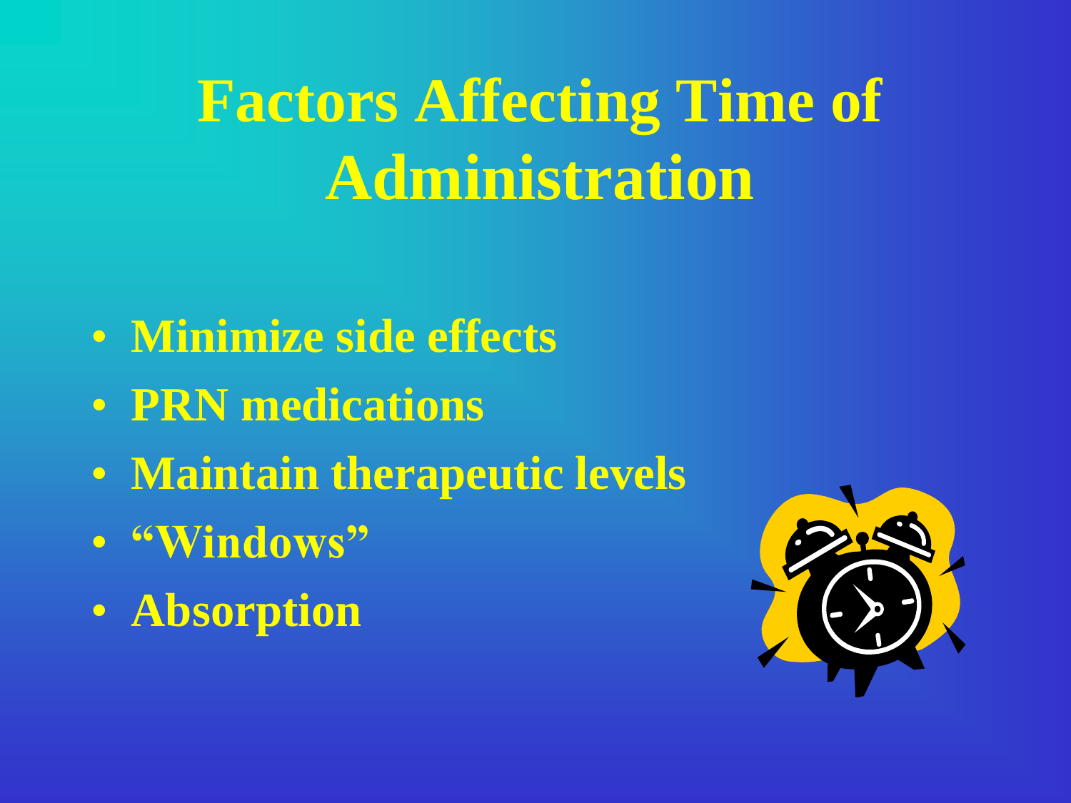# Factors Affecting Time of Administration

- Minimize side effects
- PRN medications
- Maintain therapeutic levels
- "Windows"
- Absorption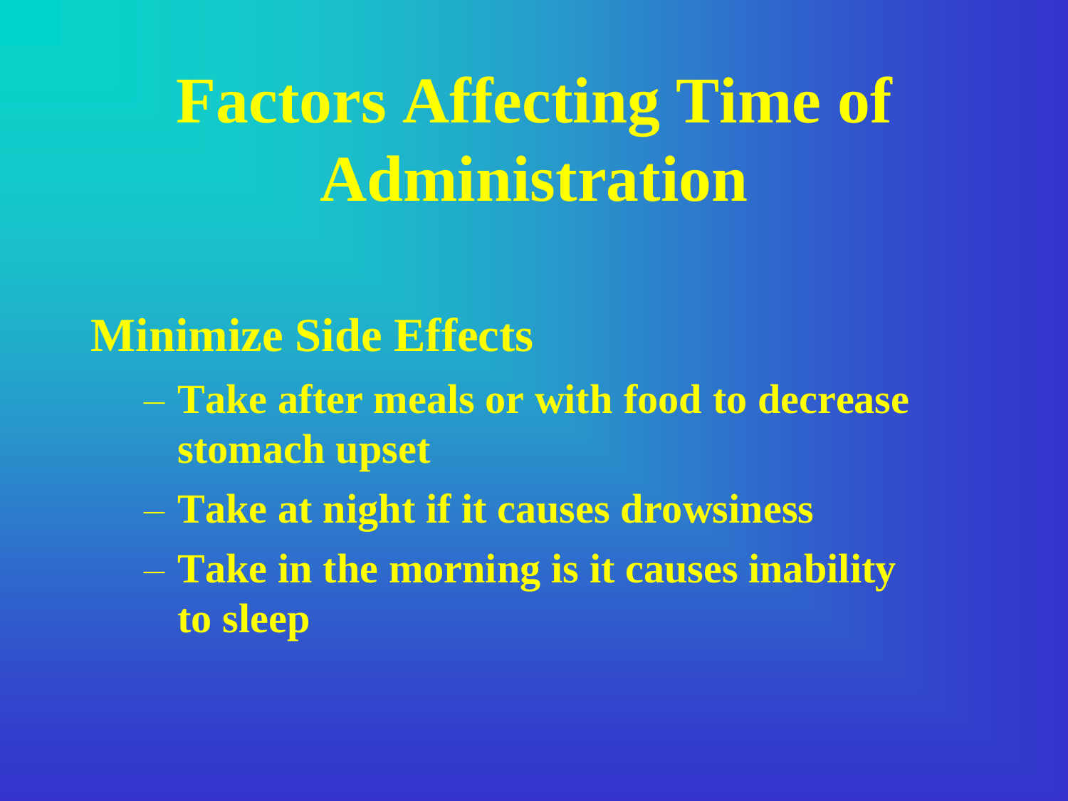# Factors Affecting Time of Administration

## Minimize Side Effects

- Take after meals or with food to decrease stomach upset
- Take at night if it causes drowsiness
- Take in the morning is it causes inability to sleep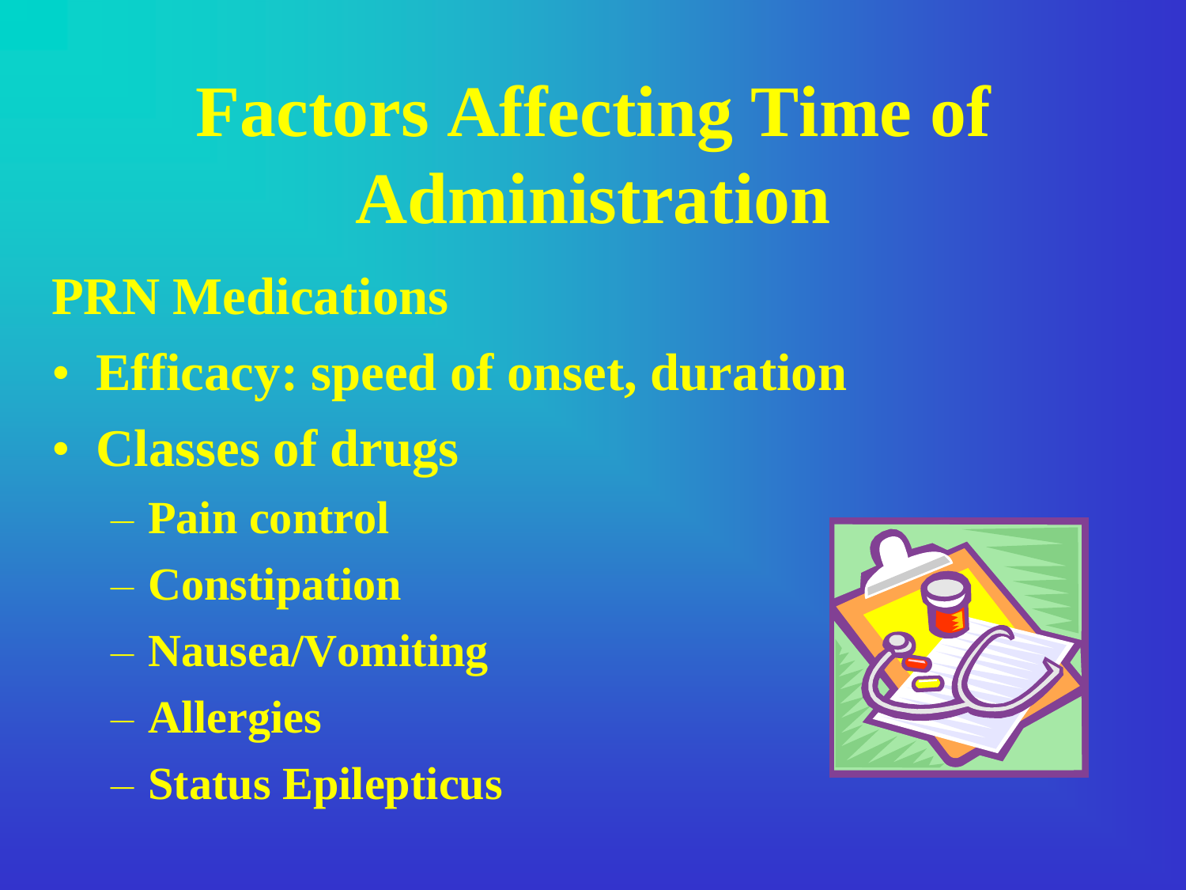# Factors Affecting Time of Administration

## PRN Medications

- Efficacy: speed of onset, duration
- Classes of drugs
  - Pain control
  - Constipation
  - Nausea/Vomiting
  - Allergies
  - Status Epilepticus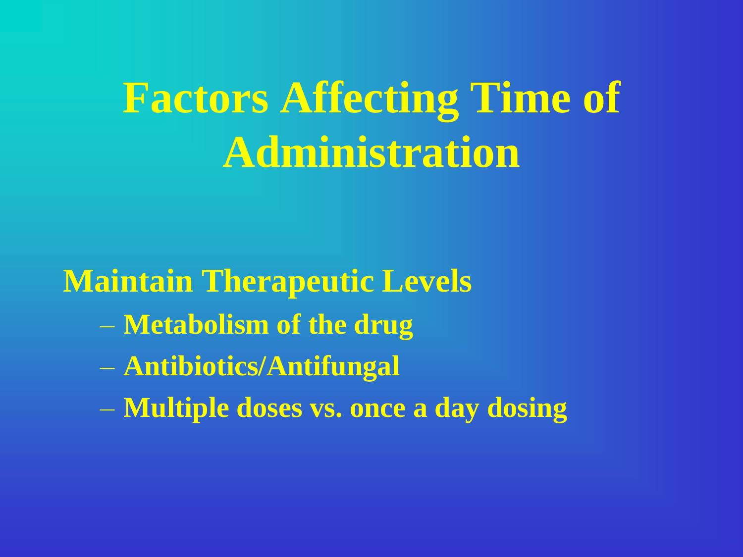# Factors Affecting Time of Administration

**Maintain Therapeutic Levels**

- Metabolism of the drug
- Antibiotics/Antifungal
- Multiple doses vs. once a day dosing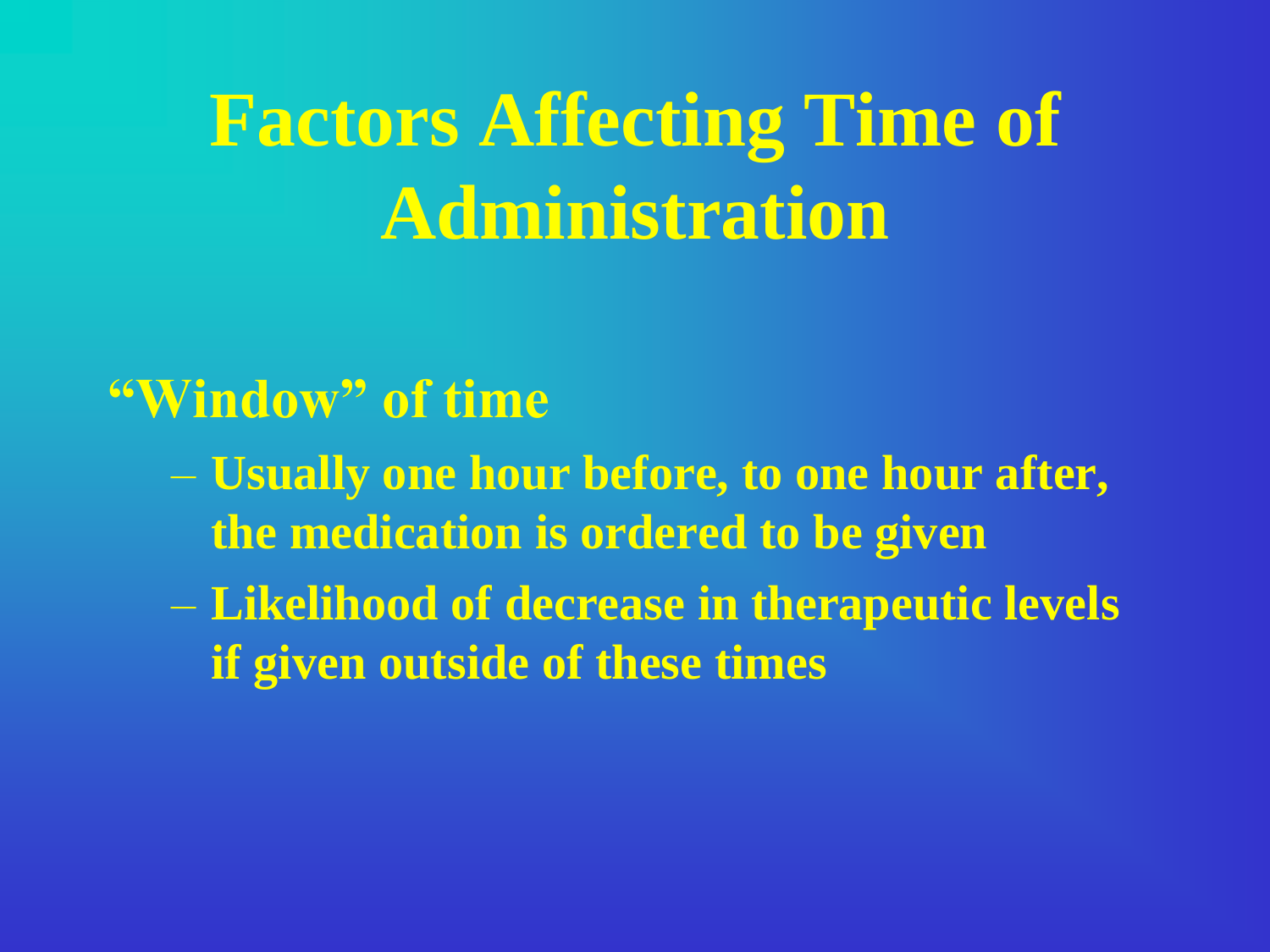# Factors Affecting Time of Administration

- **"Window" of time**
  - Usually one hour before, to one hour after, the medication is ordered to be given
  - Likelihood of decrease in therapeutic levels if given outside of these times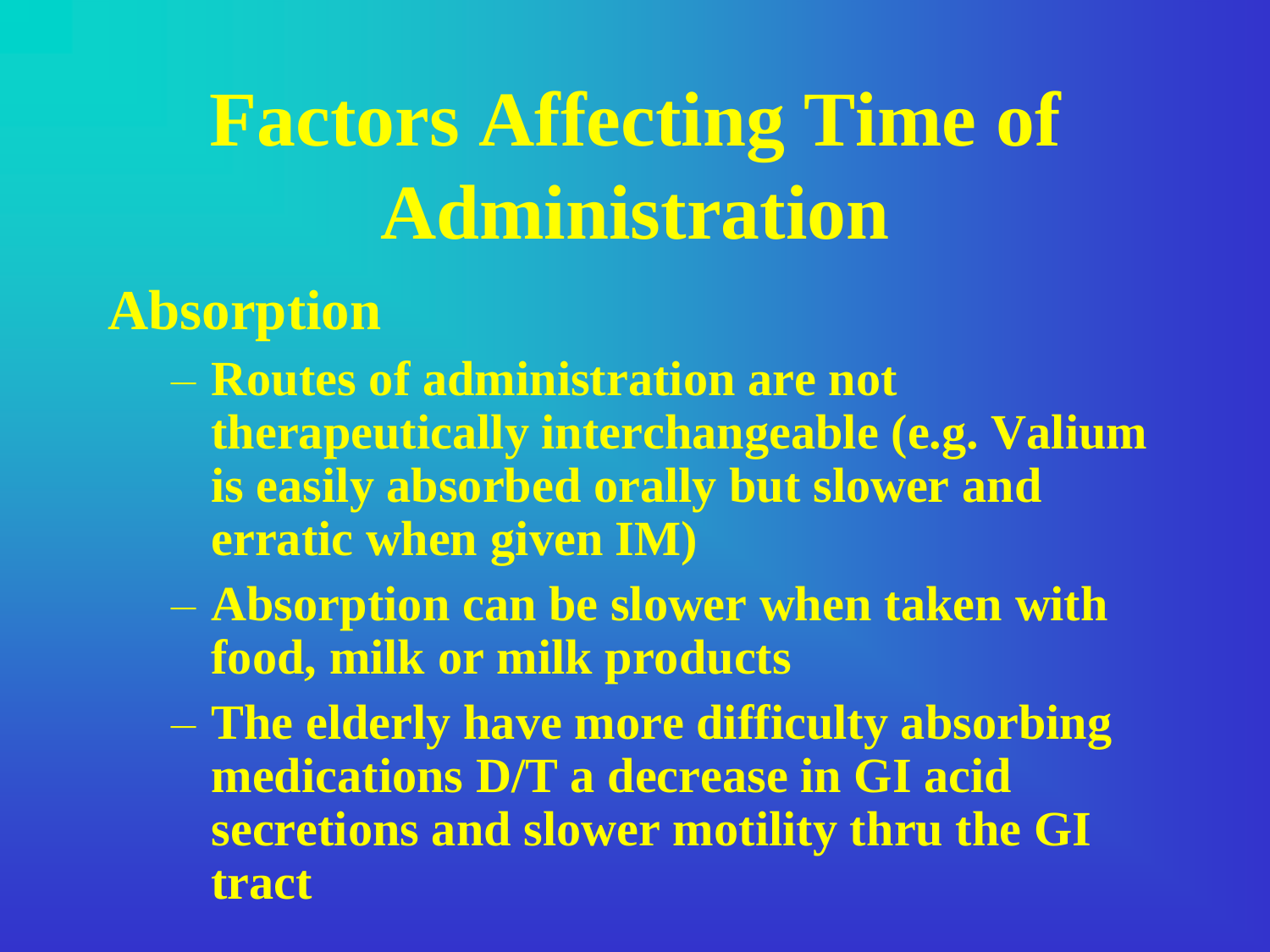# Factors Affecting Time of Administration

## Absorption

- Routes of administration are not therapeutically interchangeable (e.g. Valium is easily absorbed orally but slower and erratic when given IM)
- Absorption can be slower when taken with food, milk or milk products
- The elderly have more difficulty absorbing medications D/T a decrease in GI acid secretions and slower motility thru the GI tract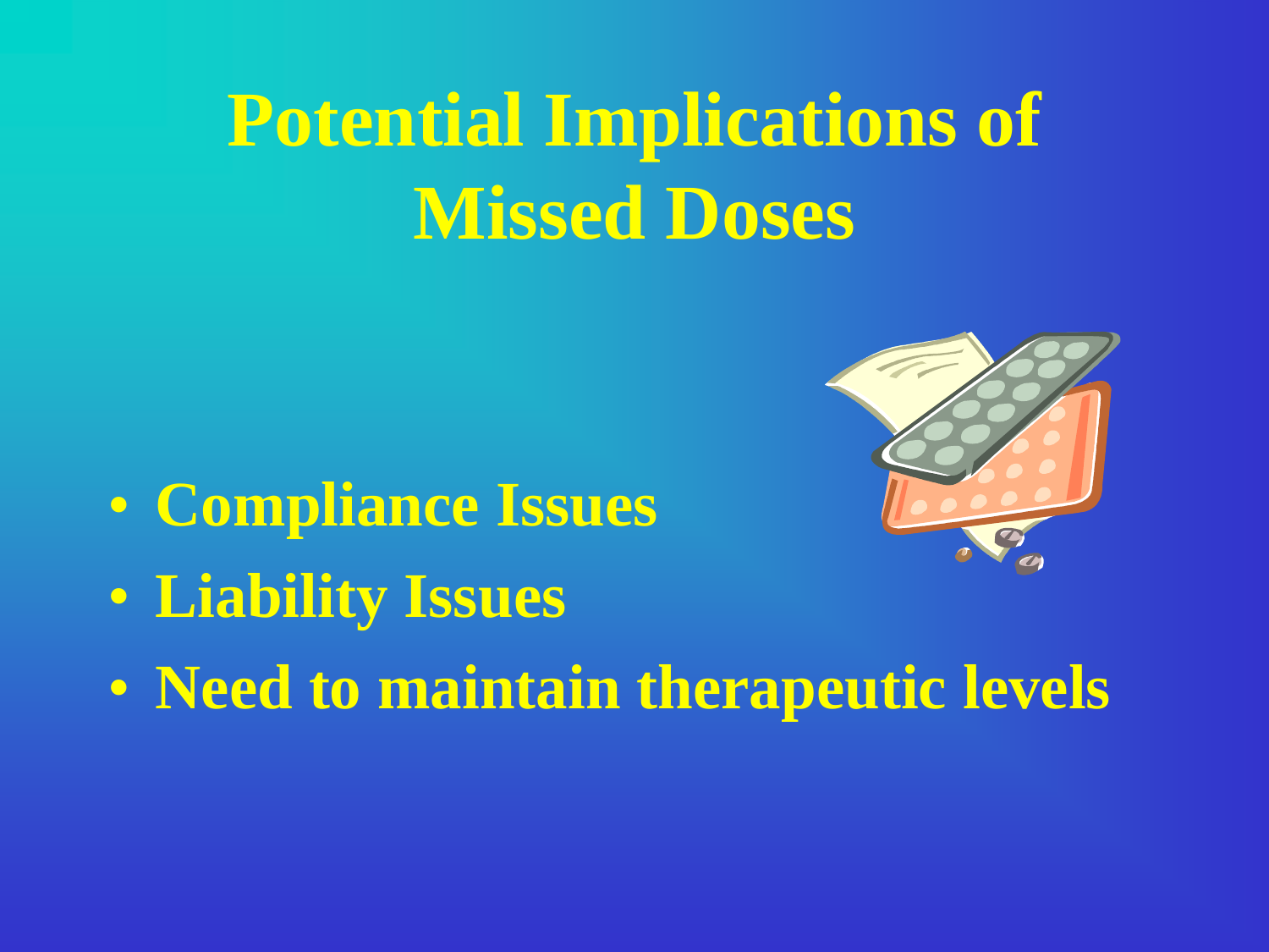# Potential Implications of Missed Doses

- Compliance Issues
- Liability Issues
- Need to maintain therapeutic levels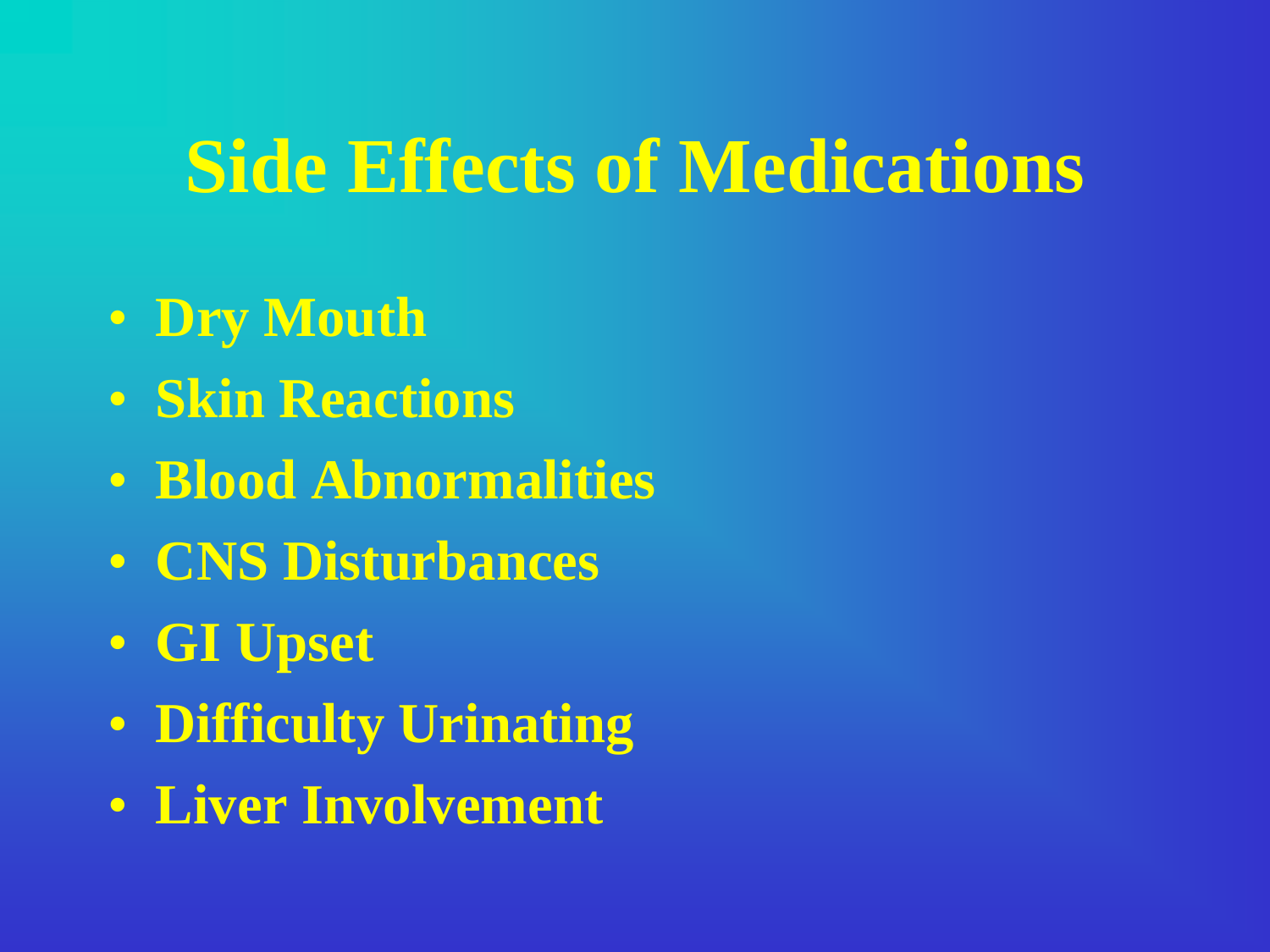# Side Effects of Medications

- Dry Mouth
- Skin Reactions
- Blood Abnormalities
- CNS Disturbances
- GI Upset
- Difficulty Urinating
- Liver Involvement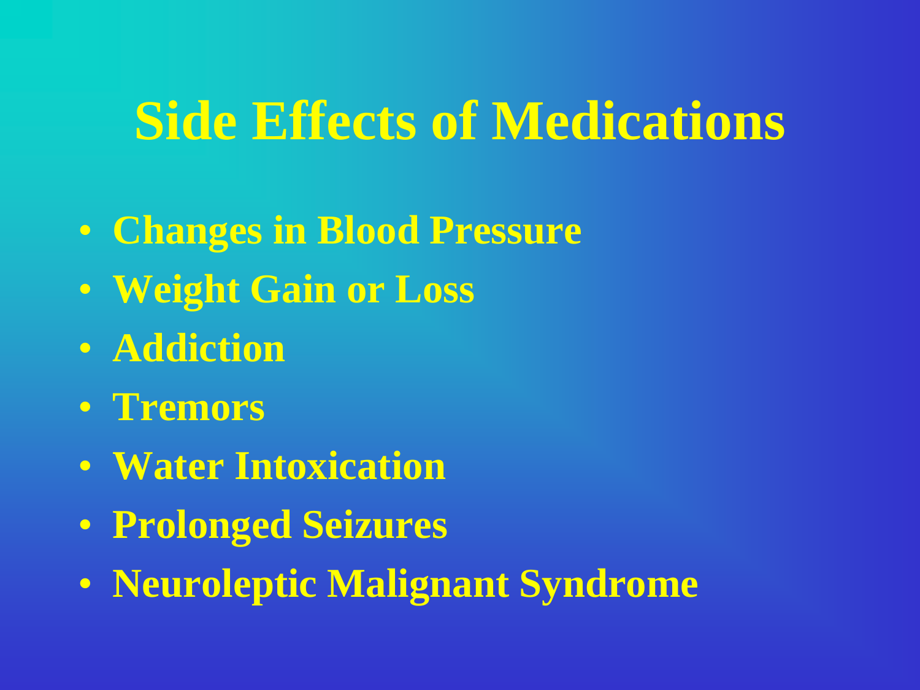# Side Effects of Medications

- **Changes in Blood Pressure**
- **Weight Gain or Loss**
- **Addiction**
- **Tremors**
- **Water Intoxication**
- **Prolonged Seizures**
- **Neuroleptic Malignant Syndrome**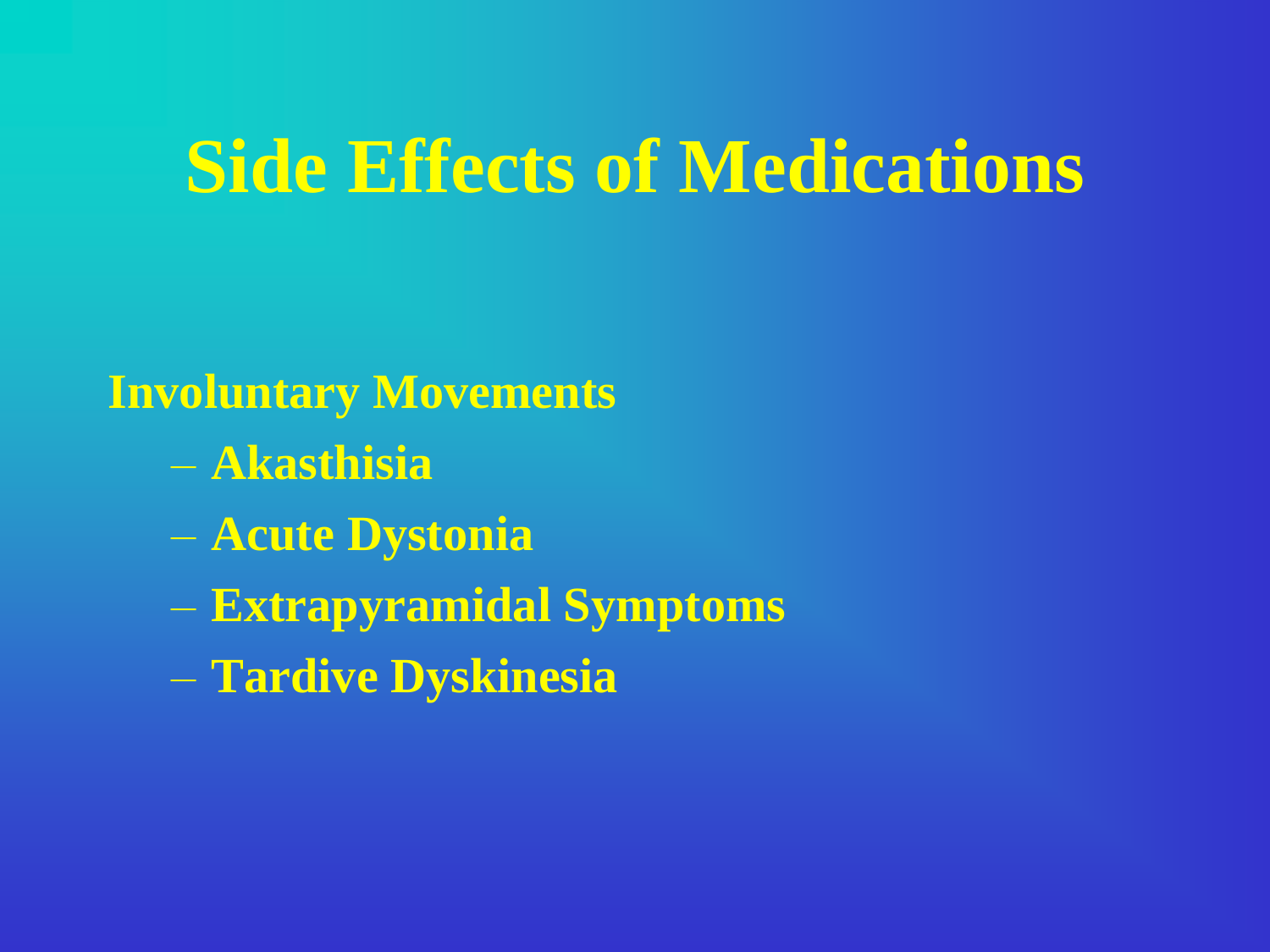# Side Effects of Medications

**Involuntary Movements**

- **Akasthisia**
- **Acute Dystonia**
- **Extrapyramidal Symptoms**
- **Tardive Dyskinesia**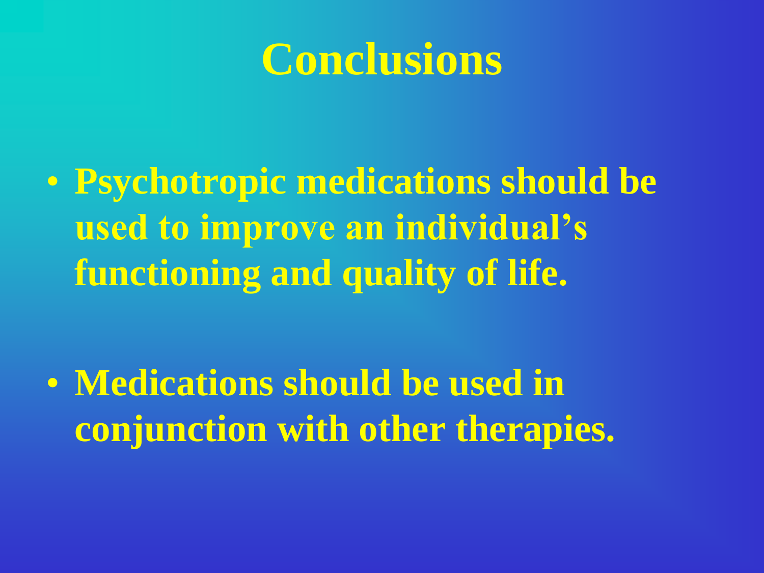# Conclusions

- **Psychotropic medications should be used to improve an individual's functioning and quality of life.**

- **Medications should be used in conjunction with other therapies.**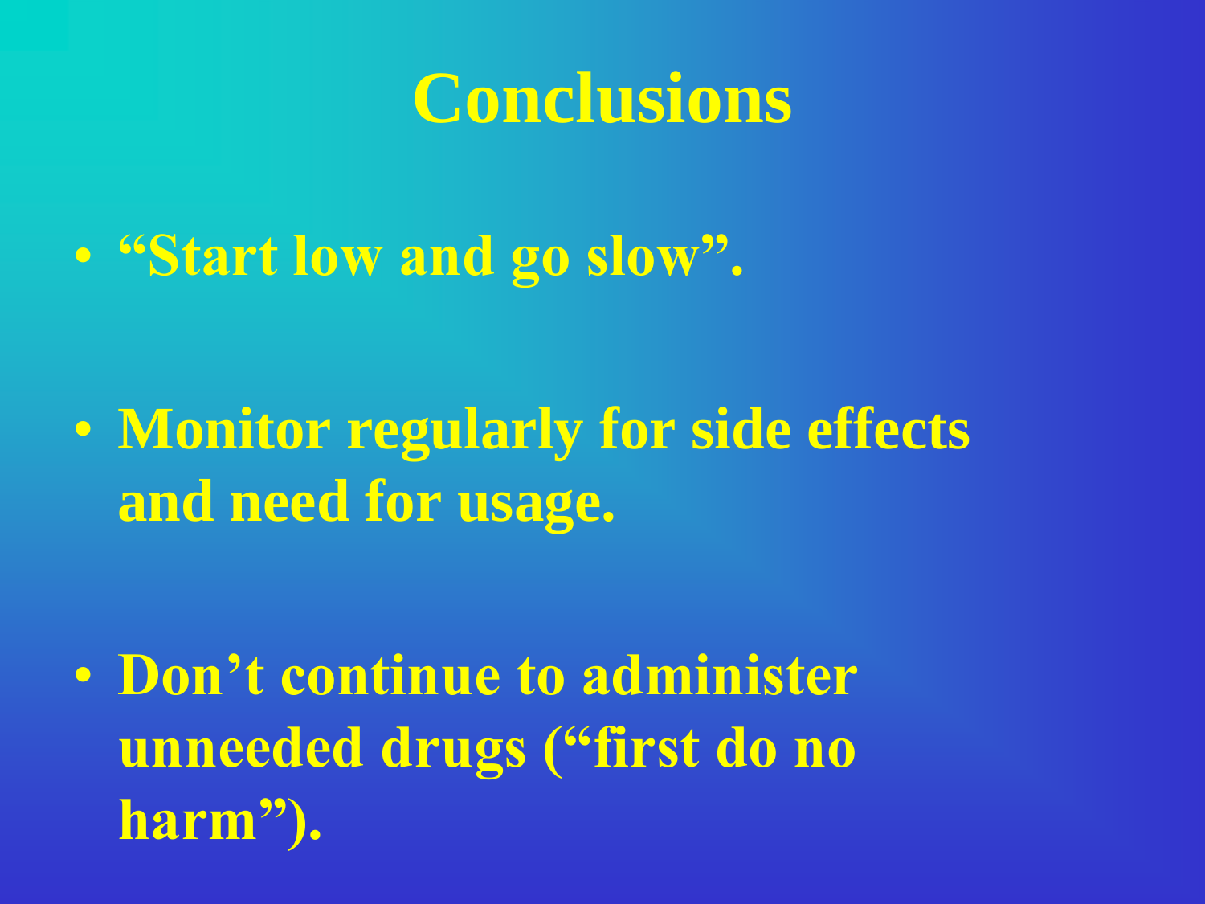# Conclusions

- **"Start low and go slow".**
- **Monitor regularly for side effects and need for usage.**
- **Don't continue to administer unneeded drugs ("first do no harm").**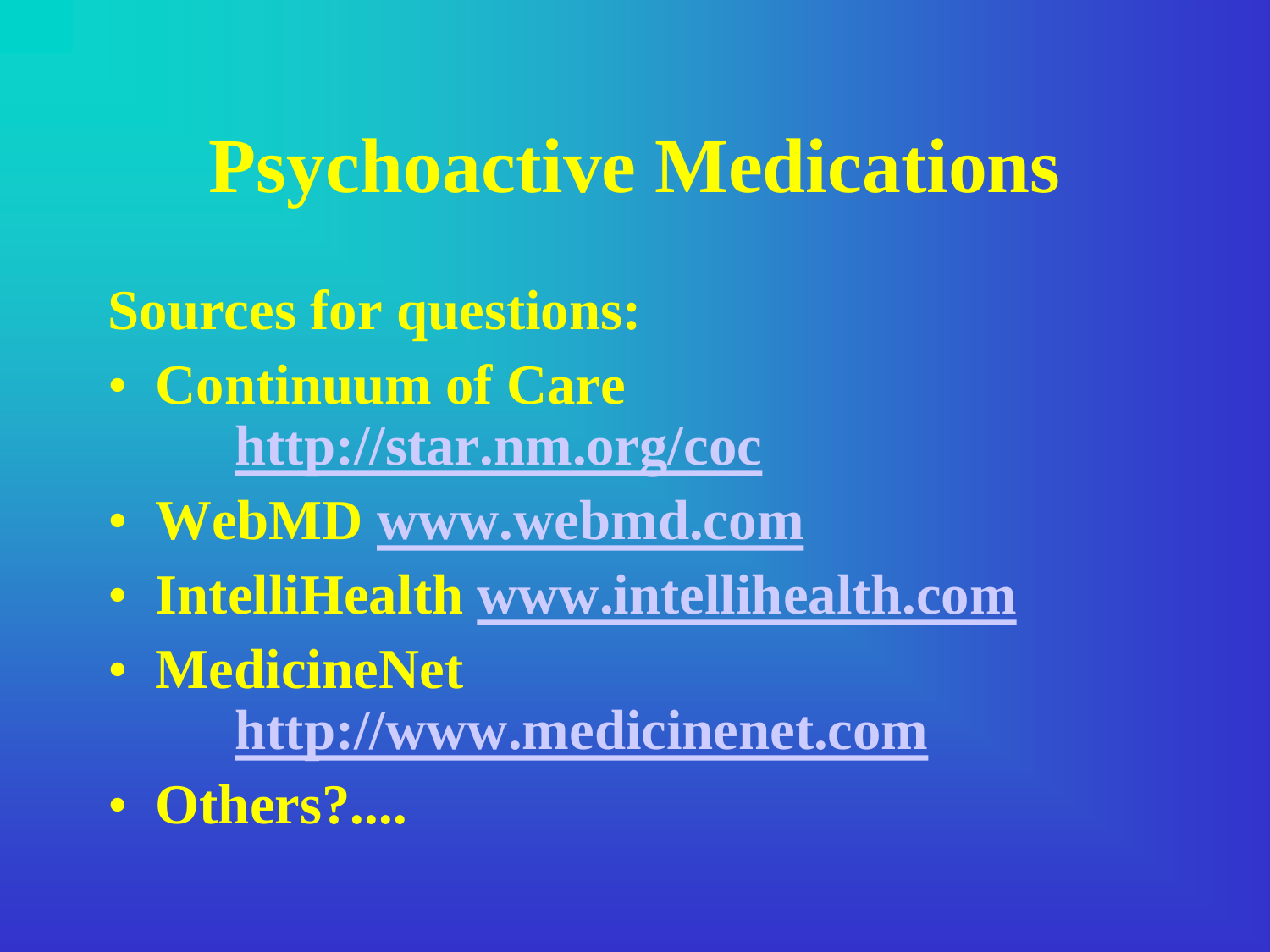# Psychoactive Medications

**Sources for questions:**

- **Continuum of Care** http://star.nm.org/coc
- **WebMD** www.webmd.com
- **IntelliHealth** www.intellihealth.com
- **MedicineNet** http://www.medicinenet.com
- **Others?....**